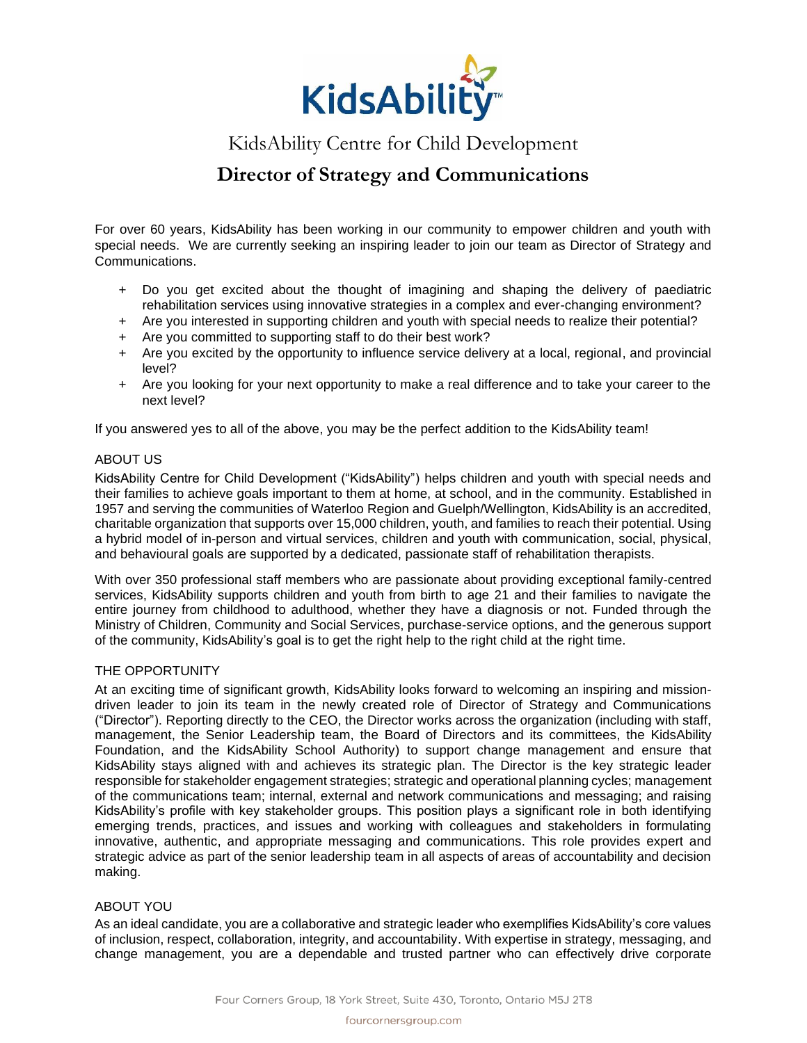KidsAbility Centre for Child Development

# Director of Strategy and Communications

For over 60 years, KidsAbility has been working in our community to empower children and youth with special needs. We are currently seeking an inspiring leader to join our team as Director of Strategy and Communications.

+ Do you get excited about the thought of imagining and shaping the delivery of paediatric rehabilitation services using innovative strategies in a complex and ever-changing environment?
+ Are you interested in supporting children and youth with special needs to realize their potential?
+ Are you committed to supporting staff to do their best work?
+ Are you excited by the opportunity to influence service delivery at a local, regional, and provincial level?
+ Are you looking for your next opportunity to make a real difference and to take your career to the next level?

If you answered yes to all of the above, you may be the perfect addition to the KidsAbility team!

## ABOUT US

KidsAbility Centre for Child Development ("KidsAbility") helps children and youth with special needs and their families to achieve goals important to them at home, at school, and in the community. Established in 1957 and serving the communities of Waterloo Region and Guelph/Wellington, KidsAbility is an accredited, charitable organization that supports over 15,000 children, youth, and families to reach their potential. Using a hybrid model of in-person and virtual services, children and youth with communication, social, physical, and behavioural goals are supported by a dedicated, passionate staff of rehabilitation therapists.

With over 350 professional staff members who are passionate about providing exceptional family-centred services, KidsAbility supports children and youth from birth to age 21 and their families to navigate the entire journey from childhood to adulthood, whether they have a diagnosis or not. Funded through the Ministry of Children, Community and Social Services, purchase-service options, and the generous support of the community, KidsAbility's goal is to get the right help to the right child at the right time.

## THE OPPORTUNITY

At an exciting time of significant growth, KidsAbility looks forward to welcoming an inspiring and mission-driven leader to join its team in the newly created role of Director of Strategy and Communications ("Director"). Reporting directly to the CEO, the Director works across the organization (including with staff, management, the Senior Leadership team, the Board of Directors and its committees, the KidsAbility Foundation, and the KidsAbility School Authority) to support change management and ensure that KidsAbility stays aligned with and achieves its strategic plan. The Director is the key strategic leader responsible for stakeholder engagement strategies; strategic and operational planning cycles; management of the communications team; internal, external and network communications and messaging; and raising KidsAbility's profile with key stakeholder groups. This position plays a significant role in both identifying emerging trends, practices, and issues and working with colleagues and stakeholders in formulating innovative, authentic, and appropriate messaging and communications. This role provides expert and strategic advice as part of the senior leadership team in all aspects of areas of accountability and decision making.

## ABOUT YOU

As an ideal candidate, you are a collaborative and strategic leader who exemplifies KidsAbility's core values of inclusion, respect, collaboration, integrity, and accountability. With expertise in strategy, messaging, and change management, you are a dependable and trusted partner who can effectively drive corporate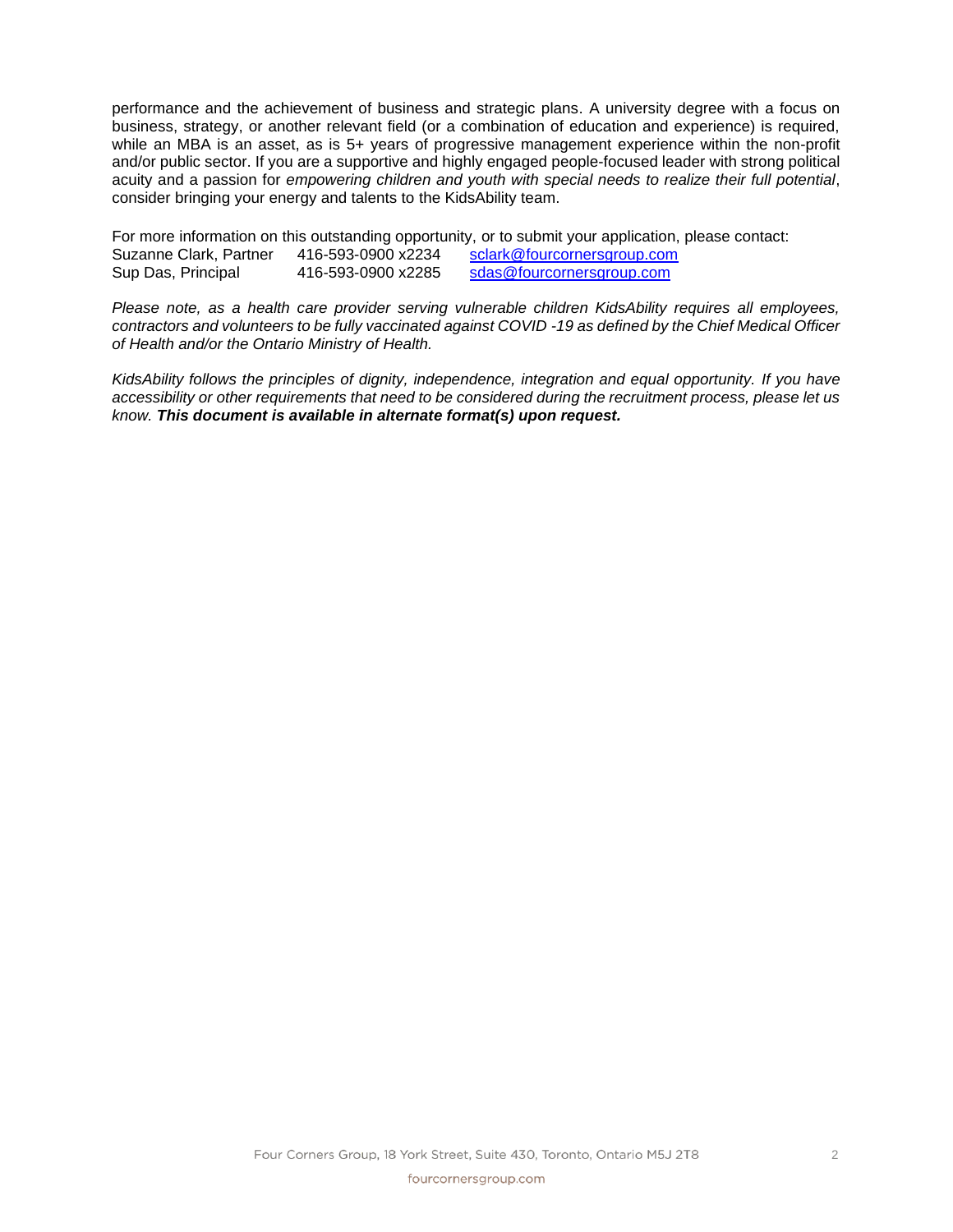performance and the achievement of business and strategic plans. A university degree with a focus on business, strategy, or another relevant field (or a combination of education and experience) is required, while an MBA is an asset, as is 5+ years of progressive management experience within the non-profit and/or public sector. If you are a supportive and highly engaged people-focused leader with strong political acuity and a passion for *empowering children and youth with special needs to realize their full potential*, consider bringing your energy and talents to the KidsAbility team.

For more information on this outstanding opportunity, or to submit your application, please contact:

| | | |
|---|---|---|
| Suzanne Clark, Partner | 416-593-0900 x2234 | sclark@fourcornersgroup.com |
| Sup Das, Principal | 416-593-0900 x2285 | sdas@fourcornersgroup.com |

*Please note, as a health care provider serving vulnerable children KidsAbility requires all employees, contractors and volunteers to be fully vaccinated against COVID -19 as defined by the Chief Medical Officer of Health and/or the Ontario Ministry of Health.*

*KidsAbility follows the principles of dignity, independence, integration and equal opportunity. If you have accessibility or other requirements that need to be considered during the recruitment process, please let us know.* ***This document is available in alternate format(s) upon request.***